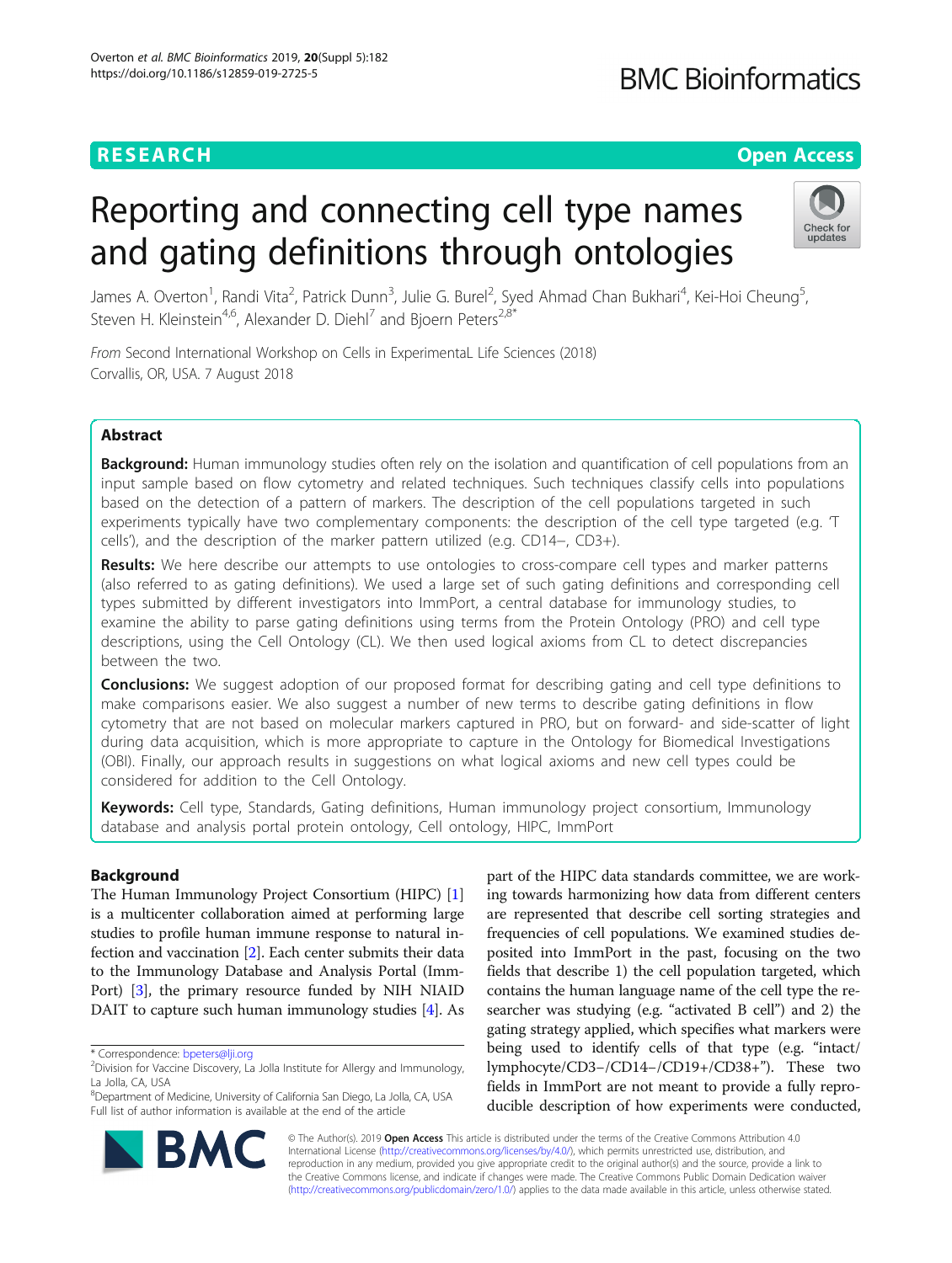RESEARCH

Open Access

# Reporting and connecting cell type names and gating definitions through ontologies

James A. Overton[1], Randi Vita[2], Patrick Dunn[3], Julie G. Burel[2], Syed Ahmad Chan Bukhari[4], Kei-Hoi Cheung[5], Steven H. Kleinstein[4,6], Alexander D. Diehl[7] and Bjoern Peters[2,8*]

*From* Second International Workshop on Cells in ExperimentaL Life Sciences (2018)
Corvallis, OR, USA. 7 August 2018

## Abstract

**Background:** Human immunology studies often rely on the isolation and quantification of cell populations from an input sample based on flow cytometry and related techniques. Such techniques classify cells into populations based on the detection of a pattern of markers. The description of the cell populations targeted in such experiments typically have two complementary components: the description of the cell type targeted (e.g. 'T cells'), and the description of the marker pattern utilized (e.g. CD14−, CD3+).

**Results:** We here describe our attempts to use ontologies to cross-compare cell types and marker patterns (also referred to as gating definitions). We used a large set of such gating definitions and corresponding cell types submitted by different investigators into ImmPort, a central database for immunology studies, to examine the ability to parse gating definitions using terms from the Protein Ontology (PRO) and cell type descriptions, using the Cell Ontology (CL). We then used logical axioms from CL to detect discrepancies between the two.

**Conclusions:** We suggest adoption of our proposed format for describing gating and cell type definitions to make comparisons easier. We also suggest a number of new terms to describe gating definitions in flow cytometry that are not based on molecular markers captured in PRO, but on forward- and side-scatter of light during data acquisition, which is more appropriate to capture in the Ontology for Biomedical Investigations (OBI). Finally, our approach results in suggestions on what logical axioms and new cell types could be considered for addition to the Cell Ontology.

**Keywords:** Cell type, Standards, Gating definitions, Human immunology project consortium, Immunology database and analysis portal protein ontology, Cell ontology, HIPC, ImmPort

## Background

The Human Immunology Project Consortium (HIPC) [1] is a multicenter collaboration aimed at performing large studies to profile human immune response to natural infection and vaccination [2]. Each center submits their data to the Immunology Database and Analysis Portal (ImmPort) [3], the primary resource funded by NIH NIAID DAIT to capture such human immunology studies [4]. As part of the HIPC data standards committee, we are working towards harmonizing how data from different centers are represented that describe cell sorting strategies and frequencies of cell populations. We examined studies deposited into ImmPort in the past, focusing on the two fields that describe 1) the cell population targeted, which contains the human language name of the cell type the researcher was studying (e.g. "activated B cell") and 2) the gating strategy applied, which specifies what markers were being used to identify cells of that type (e.g. "intact/lymphocyte/CD3−/CD14−/CD19+/CD38+"). These two fields in ImmPort are not meant to provide a fully reproducible description of how experiments were conducted,

\* Correspondence: bpeters@lji.org
[2]Division for Vaccine Discovery, La Jolla Institute for Allergy and Immunology, La Jolla, CA, USA
[8]Department of Medicine, University of California San Diego, La Jolla, CA, USA
Full list of author information is available at the end of the article

© The Author(s). 2019 **Open Access** This article is distributed under the terms of the Creative Commons Attribution 4.0 International License (http://creativecommons.org/licenses/by/4.0/), which permits unrestricted use, distribution, and reproduction in any medium, provided you give appropriate credit to the original author(s) and the source, provide a link to the Creative Commons license, and indicate if changes were made. The Creative Commons Public Domain Dedication waiver (http://creativecommons.org/publicdomain/zero/1.0/) applies to the data made available in this article, unless otherwise stated.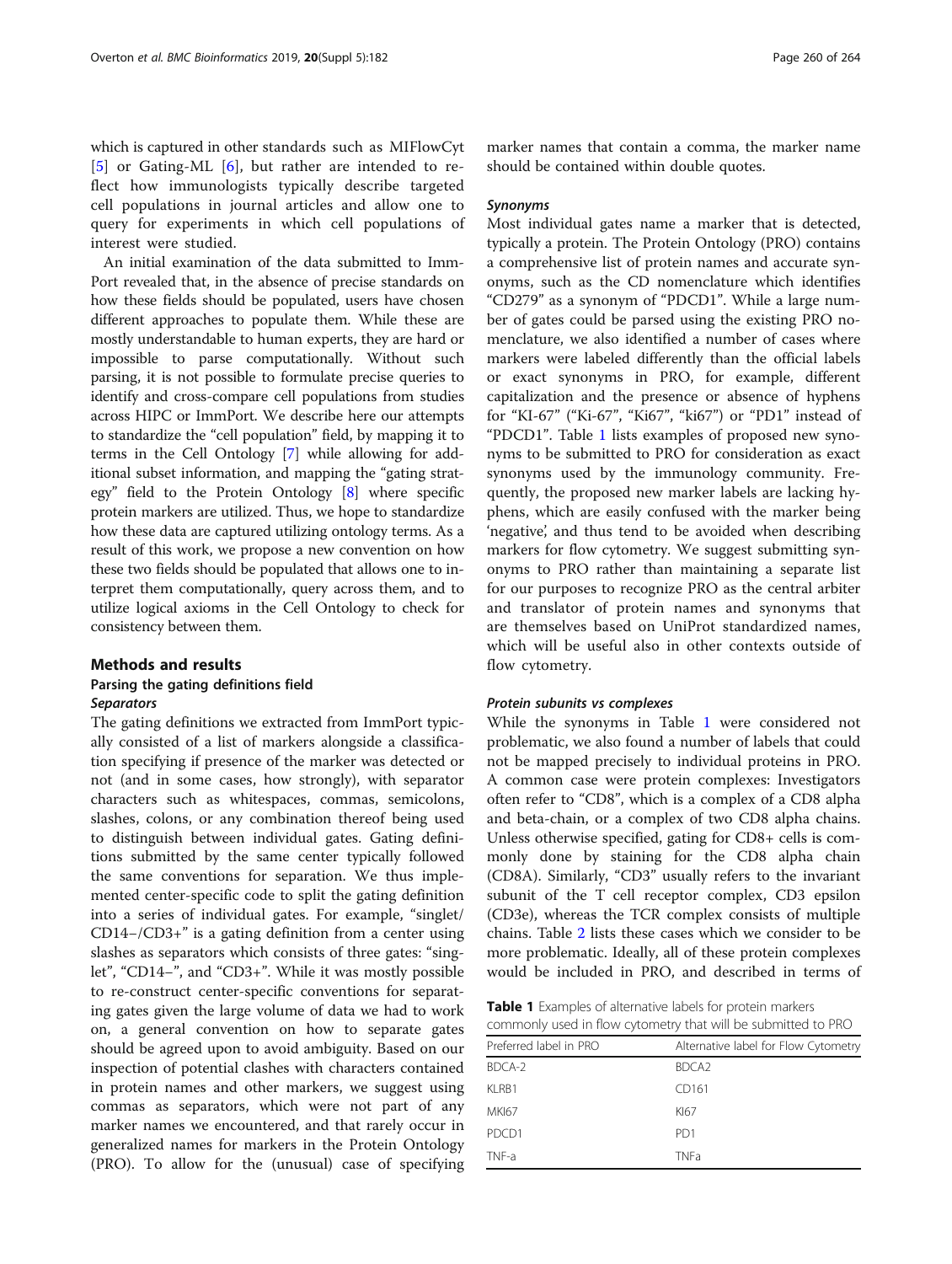which is captured in other standards such as MIFlowCyt [5] or Gating-ML [6], but rather are intended to reflect how immunologists typically describe targeted cell populations in journal articles and allow one to query for experiments in which cell populations of interest were studied.

An initial examination of the data submitted to ImmPort revealed that, in the absence of precise standards on how these fields should be populated, users have chosen different approaches to populate them. While these are mostly understandable to human experts, they are hard or impossible to parse computationally. Without such parsing, it is not possible to formulate precise queries to identify and cross-compare cell populations from studies across HIPC or ImmPort. We describe here our attempts to standardize the "cell population" field, by mapping it to terms in the Cell Ontology [7] while allowing for additional subset information, and mapping the "gating strategy" field to the Protein Ontology [8] where specific protein markers are utilized. Thus, we hope to standardize how these data are captured utilizing ontology terms. As a result of this work, we propose a new convention on how these two fields should be populated that allows one to interpret them computationally, query across them, and to utilize logical axioms in the Cell Ontology to check for consistency between them.

## Methods and results

### Parsing the gating definitions field

#### *Separators*

The gating definitions we extracted from ImmPort typically consisted of a list of markers alongside a classification specifying if presence of the marker was detected or not (and in some cases, how strongly), with separator characters such as whitespaces, commas, semicolons, slashes, colons, or any combination thereof being used to distinguish between individual gates. Gating definitions submitted by the same center typically followed the same conventions for separation. We thus implemented center-specific code to split the gating definition into a series of individual gates. For example, "singlet/CD14−/CD3+" is a gating definition from a center using slashes as separators which consists of three gates: "singlet", "CD14−", and "CD3+". While it was mostly possible to re-construct center-specific conventions for separating gates given the large volume of data we had to work on, a general convention on how to separate gates should be agreed upon to avoid ambiguity. Based on our inspection of potential clashes with characters contained in protein names and other markers, we suggest using commas as separators, which were not part of any marker names we encountered, and that rarely occur in generalized names for markers in the Protein Ontology (PRO). To allow for the (unusual) case of specifying marker names that contain a comma, the marker name should be contained within double quotes.

#### *Synonyms*

Most individual gates name a marker that is detected, typically a protein. The Protein Ontology (PRO) contains a comprehensive list of protein names and accurate synonyms, such as the CD nomenclature which identifies "CD279" as a synonym of "PDCD1". While a large number of gates could be parsed using the existing PRO nomenclature, we also identified a number of cases where markers were labeled differently than the official labels or exact synonyms in PRO, for example, different capitalization and the presence or absence of hyphens for "KI-67" ("Ki-67", "Ki67", "ki67") or "PD1" instead of "PDCD1". Table 1 lists examples of proposed new synonyms to be submitted to PRO for consideration as exact synonyms used by the immunology community. Frequently, the proposed new marker labels are lacking hyphens, which are easily confused with the marker being 'negative', and thus tend to be avoided when describing markers for flow cytometry. We suggest submitting synonyms to PRO rather than maintaining a separate list for our purposes to recognize PRO as the central arbiter and translator of protein names and synonyms that are themselves based on UniProt standardized names, which will be useful also in other contexts outside of flow cytometry.

#### *Protein subunits vs complexes*

While the synonyms in Table 1 were considered not problematic, we also found a number of labels that could not be mapped precisely to individual proteins in PRO. A common case were protein complexes: Investigators often refer to "CD8", which is a complex of a CD8 alpha and beta-chain, or a complex of two CD8 alpha chains. Unless otherwise specified, gating for CD8+ cells is commonly done by staining for the CD8 alpha chain (CD8A). Similarly, "CD3" usually refers to the invariant subunit of the T cell receptor complex, CD3 epsilon (CD3e), whereas the TCR complex consists of multiple chains. Table 2 lists these cases which we consider to be more problematic. Ideally, all of these protein complexes would be included in PRO, and described in terms of

**Table 1** Examples of alternative labels for protein markers commonly used in flow cytometry that will be submitted to PRO

| Preferred label in PRO | Alternative label for Flow Cytometry |
|---|---|
| BDCA-2 | BDCA2 |
| KLRB1 | CD161 |
| MKI67 | KI67 |
| PDCD1 | PD1 |
| TNF-a | TNFa |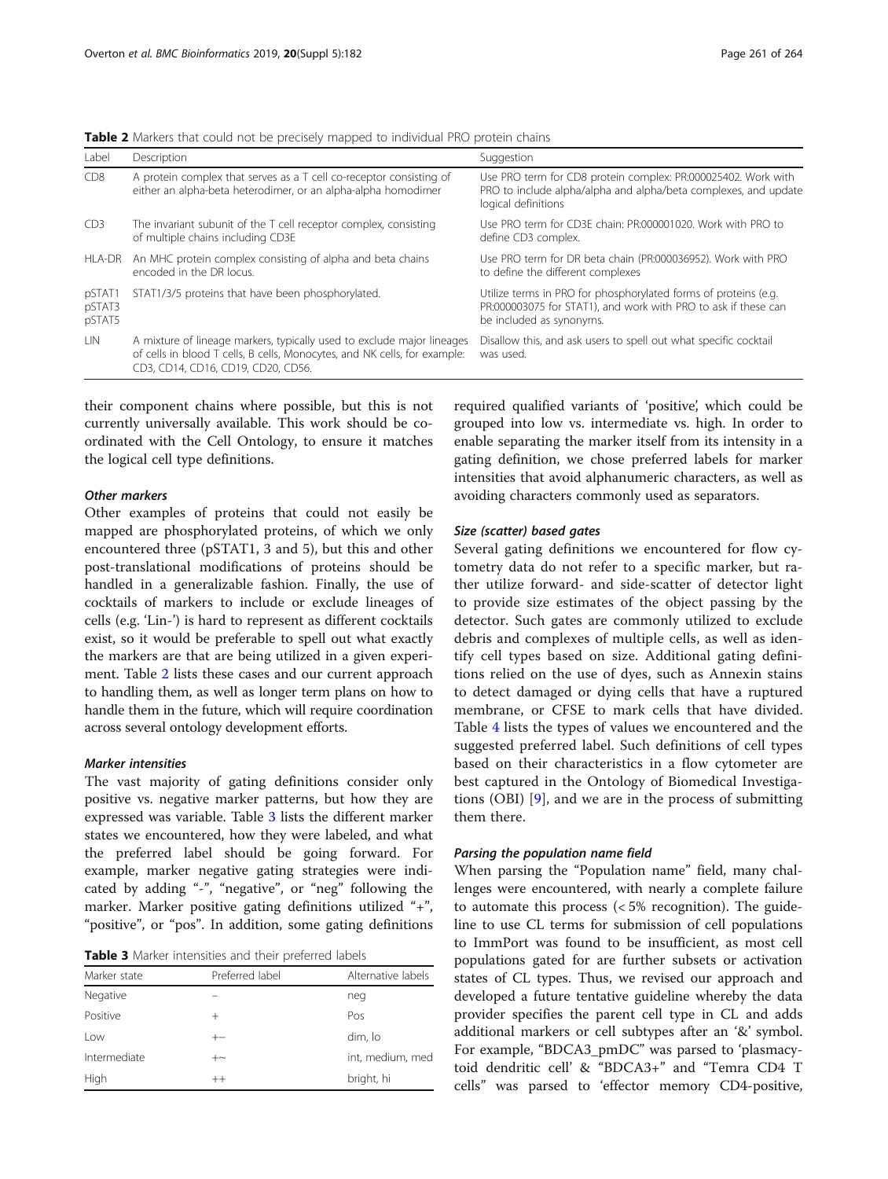**Table 2** Markers that could not be precisely mapped to individual PRO protein chains

| Label | Description | Suggestion |
| --- | --- | --- |
| CD8 | A protein complex that serves as a T cell co-receptor consisting of either an alpha-beta heterodimer, or an alpha-alpha homodimer | Use PRO term for CD8 protein complex: PR:000025402. Work with PRO to include alpha/alpha and alpha/beta complexes, and update logical definitions |
| CD3 | The invariant subunit of the T cell receptor complex, consisting of multiple chains including CD3E | Use PRO term for CD3E chain: PR:000001020. Work with PRO to define CD3 complex. |
| HLA-DR | An MHC protein complex consisting of alpha and beta chains encoded in the DR locus. | Use PRO term for DR beta chain (PR:000036952). Work with PRO to define the different complexes |
| pSTAT1 pSTAT3 pSTAT5 | STAT1/3/5 proteins that have been phosphorylated. | Utilize terms in PRO for phosphorylated forms of proteins (e.g. PR:000003075 for STAT1), and work with PRO to ask if these can be included as synonyms. |
| LIN | A mixture of lineage markers, typically used to exclude major lineages of cells in blood T cells, B cells, Monocytes, and NK cells, for example: CD3, CD14, CD16, CD19, CD20, CD56. | Disallow this, and ask users to spell out what specific cocktail was used. |

their component chains where possible, but this is not currently universally available. This work should be coordinated with the Cell Ontology, to ensure it matches the logical cell type definitions.

#### *Other markers*

Other examples of proteins that could not easily be mapped are phosphorylated proteins, of which we only encountered three (pSTAT1, 3 and 5), but this and other post-translational modifications of proteins should be handled in a generalizable fashion. Finally, the use of cocktails of markers to include or exclude lineages of cells (e.g. 'Lin-') is hard to represent as different cocktails exist, so it would be preferable to spell out what exactly the markers are that are being utilized in a given experiment. Table 2 lists these cases and our current approach to handling them, as well as longer term plans on how to handle them in the future, which will require coordination across several ontology development efforts.

#### *Marker intensities*

The vast majority of gating definitions consider only positive vs. negative marker patterns, but how they are expressed was variable. Table 3 lists the different marker states we encountered, how they were labeled, and what the preferred label should be going forward. For example, marker negative gating strategies were indicated by adding "-", "negative", or "neg" following the marker. Marker positive gating definitions utilized "+", "positive", or "pos". In addition, some gating definitions required qualified variants of 'positive', which could be grouped into low vs. intermediate vs. high. In order to enable separating the marker itself from its intensity in a gating definition, we chose preferred labels for marker intensities that avoid alphanumeric characters, as well as avoiding characters commonly used as separators.

**Table 3** Marker intensities and their preferred labels

| Marker state | Preferred label | Alternative labels |
| --- | --- | --- |
| Negative | – | neg |
| Positive | + | Pos |
| Low | +– | dim, lo |
| Intermediate | +~ | int, medium, med |
| High | ++ | bright, hi |

#### *Size (scatter) based gates*

Several gating definitions we encountered for flow cytometry data do not refer to a specific marker, but rather utilize forward- and side-scatter of detector light to provide size estimates of the object passing by the detector. Such gates are commonly utilized to exclude debris and complexes of multiple cells, as well as identify cell types based on size. Additional gating definitions relied on the use of dyes, such as Annexin stains to detect damaged or dying cells that have a ruptured membrane, or CFSE to mark cells that have divided. Table 4 lists the types of values we encountered and the suggested preferred label. Such definitions of cell types based on their characteristics in a flow cytometer are best captured in the Ontology of Biomedical Investigations (OBI) [9], and we are in the process of submitting them there.

#### *Parsing the population name field*

When parsing the "Population name" field, many challenges were encountered, with nearly a complete failure to automate this process (< 5% recognition). The guideline to use CL terms for submission of cell populations to ImmPort was found to be insufficient, as most cell populations gated for are further subsets or activation states of CL types. Thus, we revised our approach and developed a future tentative guideline whereby the data provider specifies the parent cell type in CL and adds additional markers or cell subtypes after an '&' symbol. For example, "BDCA3_pmDC" was parsed to 'plasmacytoid dendritic cell' & "BDCA3+" and "Temra CD4 T cells" was parsed to 'effector memory CD4-positive,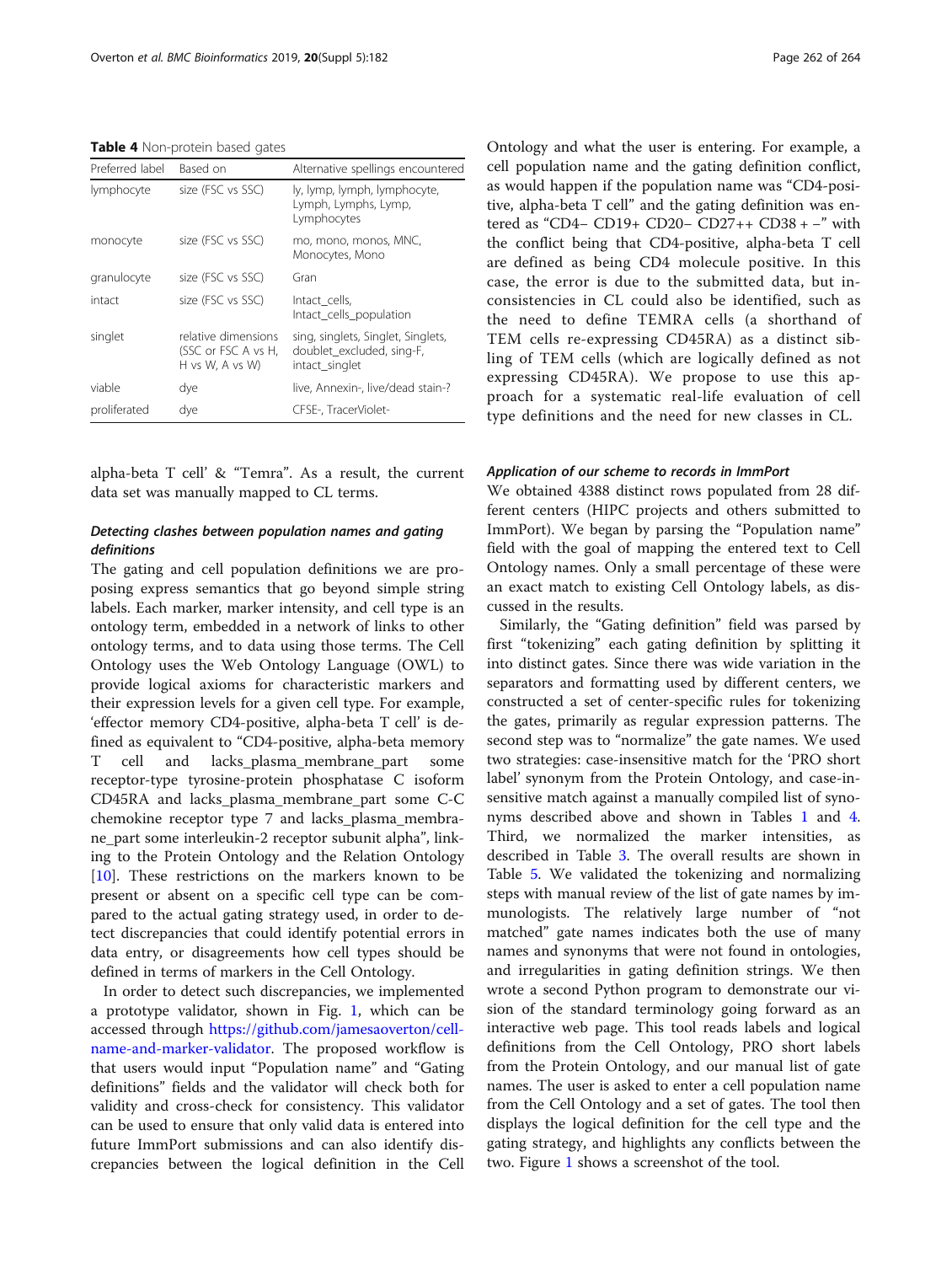**Table 4** Non-protein based gates

| Preferred label | Based on | Alternative spellings encountered |
| --- | --- | --- |
| lymphocyte | size (FSC vs SSC) | ly, lymp, lymph, lymphocyte, Lymph, Lymphs, Lymp, Lymphocytes |
| monocyte | size (FSC vs SSC) | mo, mono, monos, MNC, Monocytes, Mono |
| granulocyte | size (FSC vs SSC) | Gran |
| intact | size (FSC vs SSC) | Intact_cells, Intact_cells_population |
| singlet | relative dimensions (SSC or FSC A vs H, H vs W, A vs W) | sing, singlets, Singlet, Singlets, doublet_excluded, sing-F, intact_singlet |
| viable | dye | live, Annexin-, live/dead stain-? |
| proliferated | dye | CFSE-, TracerViolet- |

alpha-beta T cell' & "Temra". As a result, the current data set was manually mapped to CL terms.

### Detecting clashes between population names and gating definitions

The gating and cell population definitions we are proposing express semantics that go beyond simple string labels. Each marker, marker intensity, and cell type is an ontology term, embedded in a network of links to other ontology terms, and to data using those terms. The Cell Ontology uses the Web Ontology Language (OWL) to provide logical axioms for characteristic markers and their expression levels for a given cell type. For example, 'effector memory CD4-positive, alpha-beta T cell' is defined as equivalent to "CD4-positive, alpha-beta memory T cell and lacks_plasma_membrane_part some receptor-type tyrosine-protein phosphatase C isoform CD45RA and lacks_plasma_membrane_part some C-C chemokine receptor type 7 and lacks_plasma_membrane_part some interleukin-2 receptor subunit alpha", linking to the Protein Ontology and the Relation Ontology [10]. These restrictions on the markers known to be present or absent on a specific cell type can be compared to the actual gating strategy used, in order to detect discrepancies that could identify potential errors in data entry, or disagreements how cell types should be defined in terms of markers in the Cell Ontology.

In order to detect such discrepancies, we implemented a prototype validator, shown in Fig. 1, which can be accessed through https://github.com/jamesaoverton/cell-name-and-marker-validator. The proposed workflow is that users would input "Population name" and "Gating definitions" fields and the validator will check both for validity and cross-check for consistency. This validator can be used to ensure that only valid data is entered into future ImmPort submissions and can also identify discrepancies between the logical definition in the Cell Ontology and what the user is entering. For example, a cell population name and the gating definition conflict, as would happen if the population name was "CD4-positive, alpha-beta T cell" and the gating definition was entered as "CD4− CD19+ CD20− CD27++ CD38 + −" with the conflict being that CD4-positive, alpha-beta T cell are defined as being CD4 molecule positive. In this case, the error is due to the submitted data, but inconsistencies in CL could also be identified, such as the need to define TEMRA cells (a shorthand of TEM cells re-expressing CD45RA) as a distinct sibling of TEM cells (which are logically defined as not expressing CD45RA). We propose to use this approach for a systematic real-life evaluation of cell type definitions and the need for new classes in CL.

### Application of our scheme to records in ImmPort

We obtained 4388 distinct rows populated from 28 different centers (HIPC projects and others submitted to ImmPort). We began by parsing the "Population name" field with the goal of mapping the entered text to Cell Ontology names. Only a small percentage of these were an exact match to existing Cell Ontology labels, as discussed in the results.

Similarly, the "Gating definition" field was parsed by first "tokenizing" each gating definition by splitting it into distinct gates. Since there was wide variation in the separators and formatting used by different centers, we constructed a set of center-specific rules for tokenizing the gates, primarily as regular expression patterns. The second step was to "normalize" the gate names. We used two strategies: case-insensitive match for the 'PRO short label' synonym from the Protein Ontology, and case-insensitive match against a manually compiled list of synonyms described above and shown in Tables 1 and 4. Third, we normalized the marker intensities, as described in Table 3. The overall results are shown in Table 5. We validated the tokenizing and normalizing steps with manual review of the list of gate names by immunologists. The relatively large number of "not matched" gate names indicates both the use of many names and synonyms that were not found in ontologies, and irregularities in gating definition strings. We then wrote a second Python program to demonstrate our vision of the standard terminology going forward as an interactive web page. This tool reads labels and logical definitions from the Cell Ontology, PRO short labels from the Protein Ontology, and our manual list of gate names. The user is asked to enter a cell population name from the Cell Ontology and a set of gates. The tool then displays the logical definition for the cell type and the gating strategy, and highlights any conflicts between the two. Figure 1 shows a screenshot of the tool.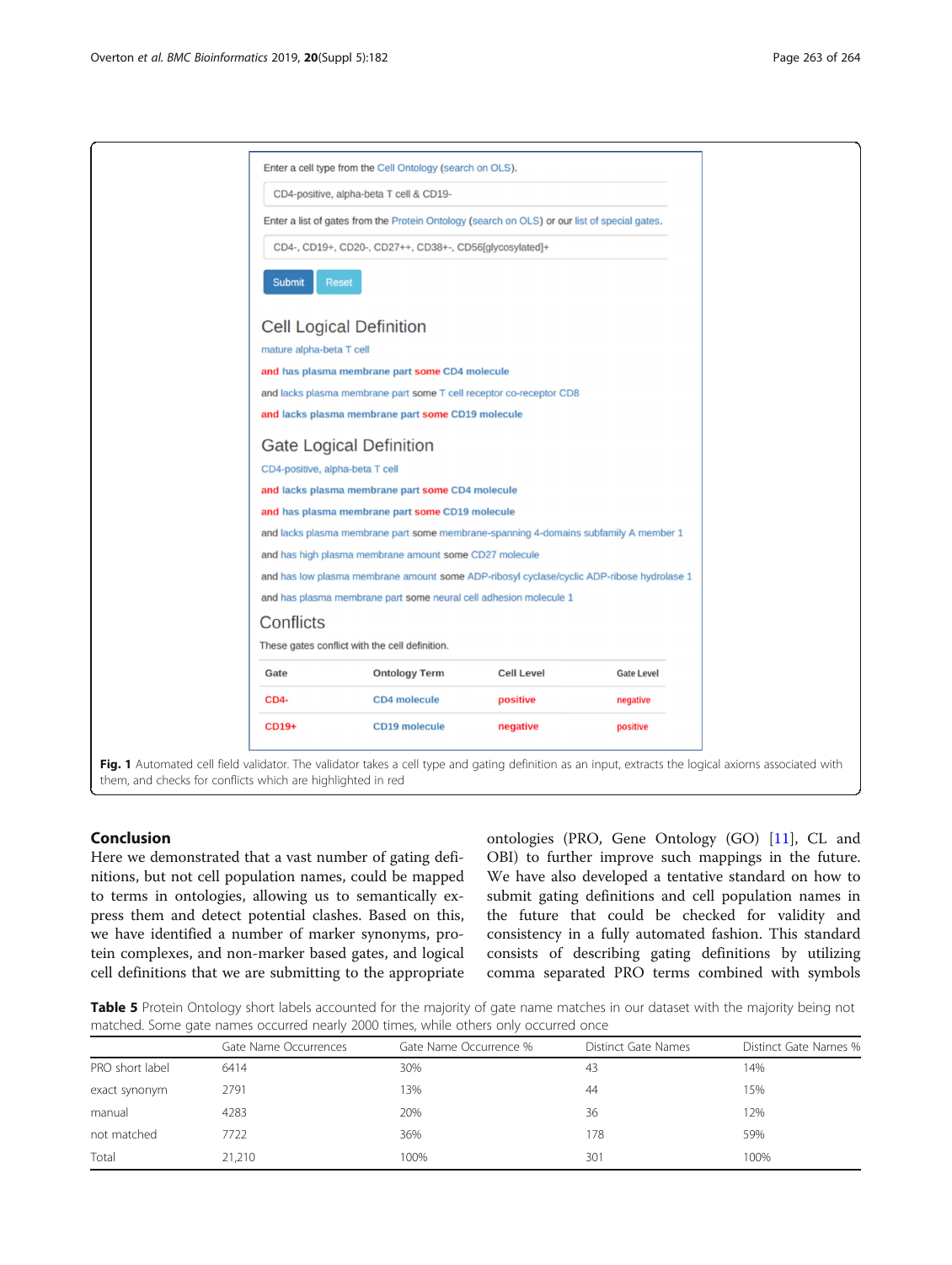Enter a cell type from the Cell Ontology (search on OLS).

CD4-positive, alpha-beta T cell & CD19-

Enter a list of gates from the Protein Ontology (search on OLS) or our list of special gates.

CD4-, CD19+, CD20-, CD27++, CD38+-, CD56[glycosylated]+

Submit Reset

### Cell Logical Definition

mature alpha-beta T cell

and has plasma membrane part some CD4 molecule

and lacks plasma membrane part some T cell receptor co-receptor CD8

and lacks plasma membrane part some CD19 molecule

### Gate Logical Definition

CD4-positive, alpha-beta T cell

and lacks plasma membrane part some CD4 molecule

and has plasma membrane part some CD19 molecule

and lacks plasma membrane part some membrane-spanning 4-domains subfamily A member 1

and has high plasma membrane amount some CD27 molecule

and has low plasma membrane amount some ADP-ribosyl cyclase/cyclic ADP-ribose hydrolase 1

and has plasma membrane part some neural cell adhesion molecule 1

### Conflicts

These gates conflict with the cell definition.

| Gate | Ontology Term | Cell Level | Gate Level |
|---|---|---|---|
| CD4- | CD4 molecule | positive | negative |
| CD19+ | CD19 molecule | negative | positive |

**Fig. 1** Automated cell field validator. The validator takes a cell type and gating definition as an input, extracts the logical axioms associated with them, and checks for conflicts which are highlighted in red

## Conclusion

Here we demonstrated that a vast number of gating definitions, but not cell population names, could be mapped to terms in ontologies, allowing us to semantically express them and detect potential clashes. Based on this, we have identified a number of marker synonyms, protein complexes, and non-marker based gates, and logical cell definitions that we are submitting to the appropriate ontologies (PRO, Gene Ontology (GO) [11], CL and OBI) to further improve such mappings in the future. We have also developed a tentative standard on how to submit gating definitions and cell population names in the future that could be checked for validity and consistency in a fully automated fashion. This standard consists of describing gating definitions by utilizing comma separated PRO terms combined with symbols

**Table 5** Protein Ontology short labels accounted for the majority of gate name matches in our dataset with the majority being not matched. Some gate names occurred nearly 2000 times, while others only occurred once

| | Gate Name Occurrences | Gate Name Occurrence % | Distinct Gate Names | Distinct Gate Names % |
|---|---|---|---|---|
| PRO short label | 6414 | 30% | 43 | 14% |
| exact synonym | 2791 | 13% | 44 | 15% |
| manual | 4283 | 20% | 36 | 12% |
| not matched | 7722 | 36% | 178 | 59% |
| Total | 21,210 | 100% | 301 | 100% |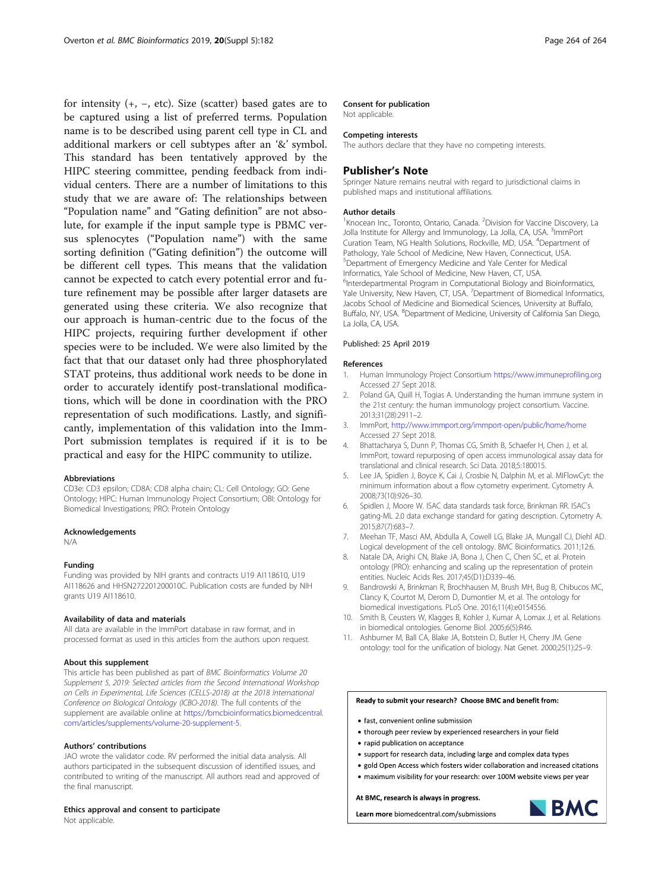for intensity (+, −, etc). Size (scatter) based gates are to be captured using a list of preferred terms. Population name is to be described using parent cell type in CL and additional markers or cell subtypes after an '&' symbol. This standard has been tentatively approved by the HIPC steering committee, pending feedback from individual centers. There are a number of limitations to this study that we are aware of: The relationships between "Population name" and "Gating definition" are not absolute, for example if the input sample type is PBMC versus splenocytes ("Population name") with the same sorting definition ("Gating definition") the outcome will be different cell types. This means that the validation cannot be expected to catch every potential error and future refinement may be possible after larger datasets are generated using these criteria. We also recognize that our approach is human-centric due to the focus of the HIPC projects, requiring further development if other species were to be included. We were also limited by the fact that that our dataset only had three phosphorylated STAT proteins, thus additional work needs to be done in order to accurately identify post-translational modifications, which will be done in coordination with the PRO representation of such modifications. Lastly, and significantly, implementation of this validation into the ImmPort submission templates is required if it is to be practical and easy for the HIPC community to utilize.

#### Abbreviations

CD3e: CD3 epsilon; CD8A: CD8 alpha chain; CL: Cell Ontology; GO: Gene Ontology; HIPC: Human Immunology Project Consortium; OBI: Ontology for Biomedical Investigations; PRO: Protein Ontology

#### Acknowledgements

N/A

#### Funding

Funding was provided by NIH grants and contracts U19 AI118610, U19 AI118626 and HHSN272201200010C. Publication costs are funded by NIH grants U19 AI118610.

#### Availability of data and materials

All data are available in the ImmPort database in raw format, and in processed format as used in this articles from the authors upon request.

#### About this supplement

This article has been published as part of *BMC Bioinformatics Volume 20 Supplement 5, 2019: Selected articles from the Second International Workshop on Cells in Experimental Life Sciences (CELLS-2018) at the 2018 International Conference on Biological Ontology (ICBO-2018)*. The full contents of the supplement are available online at https://bmcbioinformatics.biomedcentral.com/articles/supplements/volume-20-supplement-5.

#### Authors' contributions

JAO wrote the validator code. RV performed the initial data analysis. All authors participated in the subsequent discussion of identified issues, and contributed to writing of the manuscript. All authors read and approved of the final manuscript.

#### Ethics approval and consent to participate

Not applicable.

#### Consent for publication

Not applicable.

#### Competing interests

The authors declare that they have no competing interests.

### Publisher's Note

Springer Nature remains neutral with regard to jurisdictional claims in published maps and institutional affiliations.

#### Author details

[1]Knocean Inc., Toronto, Ontario, Canada. [2]Division for Vaccine Discovery, La Jolla Institute for Allergy and Immunology, La Jolla, CA, USA. [3]ImmPort Curation Team, NG Health Solutions, Rockville, MD, USA. [4]Department of Pathology, Yale School of Medicine, New Haven, Connecticut, USA. [5]Department of Emergency Medicine and Yale Center for Medical Informatics, Yale School of Medicine, New Haven, CT, USA. [6]Interdepartmental Program in Computational Biology and Bioinformatics, Yale University, New Haven, CT, USA. [7]Department of Biomedical Informatics, Jacobs School of Medicine and Biomedical Sciences, University at Buffalo, Buffalo, NY, USA. [8]Department of Medicine, University of California San Diego, La Jolla, CA, USA.

Published: 25 April 2019

#### References

1. Human Immunology Project Consortium https://www.immuneprofiling.org Accessed 27 Sept 2018.
2. Poland GA, Quill H, Togias A. Understanding the human immune system in the 21st century: the human immunology project consortium. Vaccine. 2013;31(28):2911–2.
3. ImmPort, http://www.immport.org/immport-open/public/home/home Accessed 27 Sept 2018.
4. Bhattacharya S, Dunn P, Thomas CG, Smith B, Schaefer H, Chen J, et al. ImmPort, toward repurposing of open access immunological assay data for translational and clinical research. Sci Data. 2018;5:180015.
5. Lee JA, Spidlen J, Boyce K, Cai J, Crosbie N, Dalphin M, et al. MIFlowCyt: the minimum information about a flow cytometry experiment. Cytometry A. 2008;73(10):926–30.
6. Spidlen J, Moore W. ISAC data standards task force, Brinkman RR. ISAC's gating-ML 2.0 data exchange standard for gating description. Cytometry A. 2015;87(7):683–7.
7. Meehan TF, Masci AM, Abdulla A, Cowell LG, Blake JA, Mungall CJ, Diehl AD. Logical development of the cell ontology. BMC Bioinformatics. 2011;12:6.
8. Natale DA, Arighi CN, Blake JA, Bona J, Chen C, Chen SC, et al. Protein ontology (PRO): enhancing and scaling up the representation of protein entities. Nucleic Acids Res. 2017;45(D1):D339–46.
9. Bandrowski A, Brinkman R, Brochhausen M, Brush MH, Bug B, Chibucos MC, Clancy K, Courtot M, Derom D, Dumontier M, et al. The ontology for biomedical investigations. PLoS One. 2016;11(4):e0154556.
10. Smith B, Ceusters W, Klagges B, Kohler J, Kumar A, Lomax J, et al. Relations in biomedical ontologies. Genome Biol. 2005;6(5):R46.
11. Ashburner M, Ball CA, Blake JA, Botstein D, Butler H, Cherry JM. Gene ontology: tool for the unification of biology. Nat Genet. 2000;25(1):25–9.